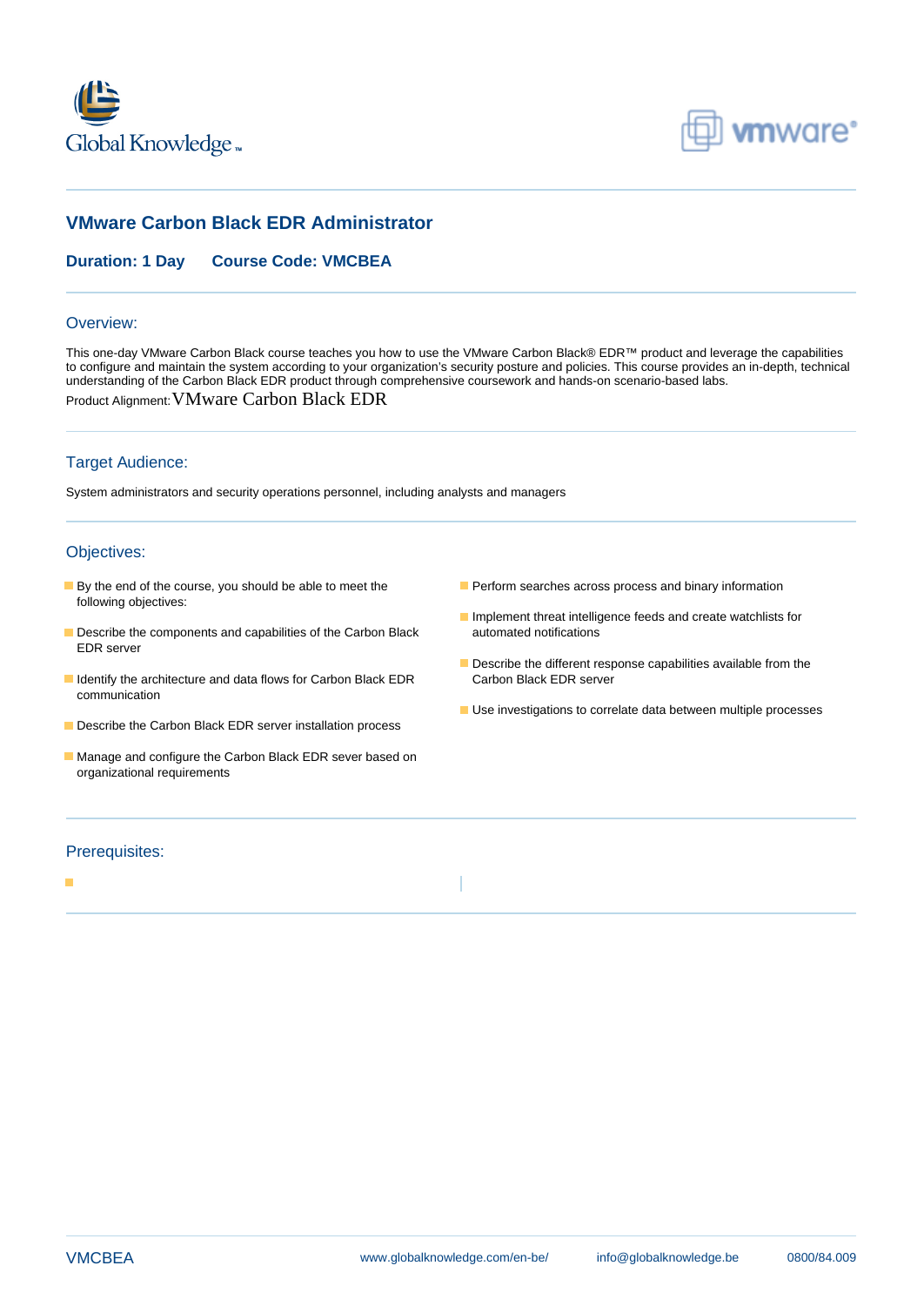# VMware Carbon Black EDR Administrator

**Duration: 1 Day** **Course Code: VMCBEA**

## Overview:

This one-day VMware Carbon Black course teaches you how to use the VMware Carbon Black® EDR™ product and leverage the capabilities to configure and maintain the system according to your organization's security posture and policies. This course provides an in-depth, technical understanding of the Carbon Black EDR product through comprehensive coursework and hands-on scenario-based labs.

Product Alignment: VMware Carbon Black EDR

## Target Audience:

System administrators and security operations personnel, including analysts and managers

## Objectives:

- By the end of the course, you should be able to meet the following objectives:
- Describe the components and capabilities of the Carbon Black EDR server
- Identify the architecture and data flows for Carbon Black EDR communication
- Describe the Carbon Black EDR server installation process
- Manage and configure the Carbon Black EDR sever based on organizational requirements
- Perform searches across process and binary information
- Implement threat intelligence feeds and create watchlists for automated notifications
- Describe the different response capabilities available from the Carbon Black EDR server
- Use investigations to correlate data between multiple processes

## Prerequisites: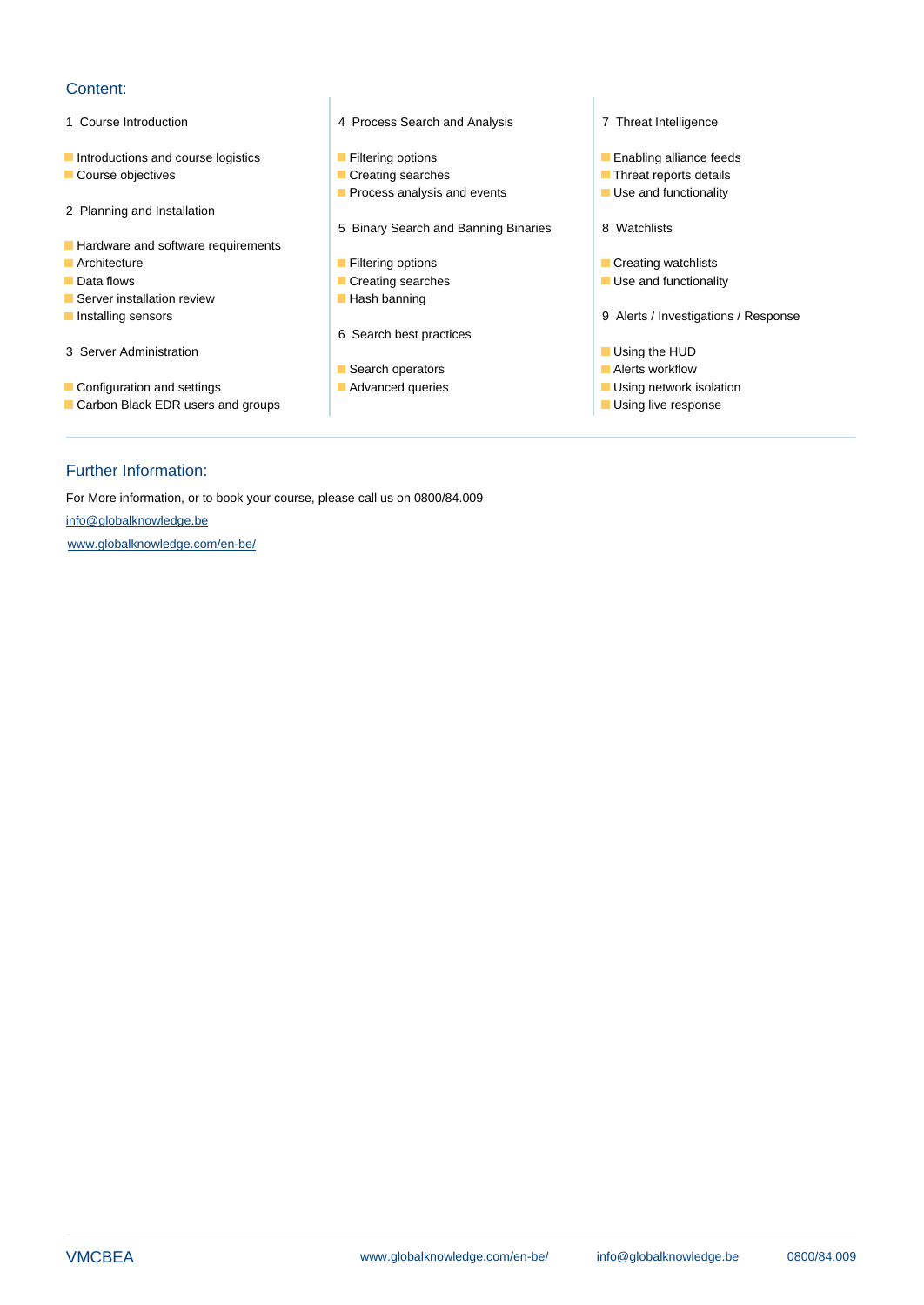## Content:

1 Course Introduction

- Introductions and course logistics
- Course objectives

2 Planning and Installation

- Hardware and software requirements
- Architecture
- Data flows
- Server installation review
- Installing sensors

3 Server Administration

- Configuration and settings
- Carbon Black EDR users and groups

4 Process Search and Analysis

- Filtering options
- Creating searches
- Process analysis and events

5 Binary Search and Banning Binaries

- Filtering options
- Creating searches
- Hash banning

6 Search best practices

- Search operators
- Advanced queries

7 Threat Intelligence

- Enabling alliance feeds
- Threat reports details
- Use and functionality

8 Watchlists

- Creating watchlists
- Use and functionality

9 Alerts / Investigations / Response

- Using the HUD
- Alerts workflow
- Using network isolation
- Using live response

## Further Information:

For More information, or to book your course, please call us on 0800/84.009

info@globalknowledge.be

www.globalknowledge.com/en-be/